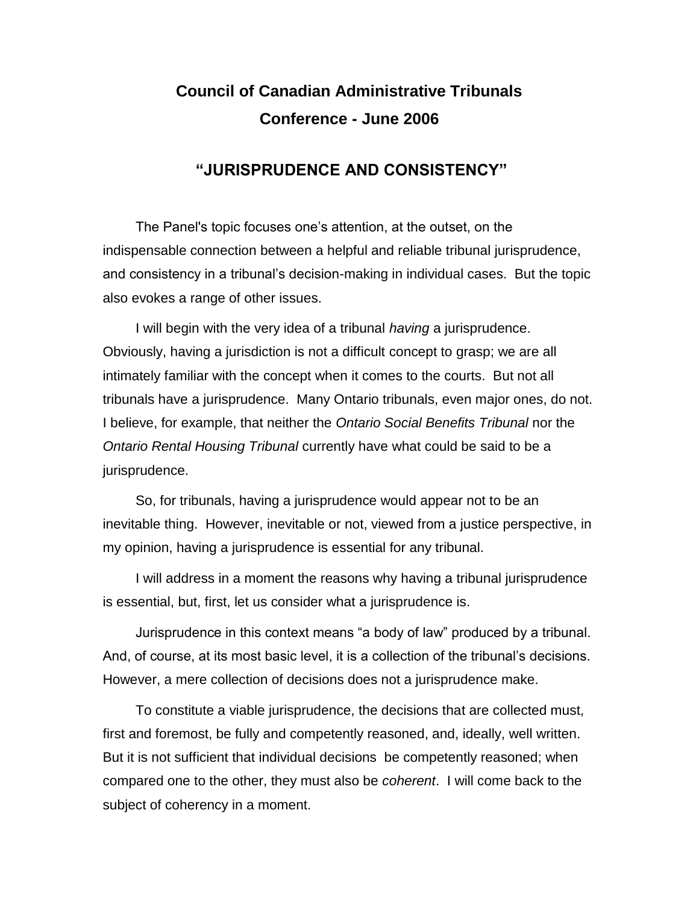# Council of Canadian Administrative Tribunals

## Conference - June 2006

## "JURISPRUDENCE AND CONSISTENCY"

The Panel's topic focuses one's attention, at the outset, on the indispensable connection between a helpful and reliable tribunal jurisprudence, and consistency in a tribunal's decision-making in individual cases. But the topic also evokes a range of other issues.

I will begin with the very idea of a tribunal *having* a jurisprudence. Obviously, having a jurisdiction is not a difficult concept to grasp; we are all intimately familiar with the concept when it comes to the courts. But not all tribunals have a jurisprudence. Many Ontario tribunals, even major ones, do not. I believe, for example, that neither the *Ontario Social Benefits Tribunal* nor the *Ontario Rental Housing Tribunal* currently have what could be said to be a jurisprudence.

So, for tribunals, having a jurisprudence would appear not to be an inevitable thing. However, inevitable or not, viewed from a justice perspective, in my opinion, having a jurisprudence is essential for any tribunal.

I will address in a moment the reasons why having a tribunal jurisprudence is essential, but, first, let us consider what a jurisprudence is.

Jurisprudence in this context means "a body of law" produced by a tribunal. And, of course, at its most basic level, it is a collection of the tribunal's decisions. However, a mere collection of decisions does not a jurisprudence make.

To constitute a viable jurisprudence, the decisions that are collected must, first and foremost, be fully and competently reasoned, and, ideally, well written. But it is not sufficient that individual decisions be competently reasoned; when compared one to the other, they must also be *coherent*. I will come back to the subject of coherency in a moment.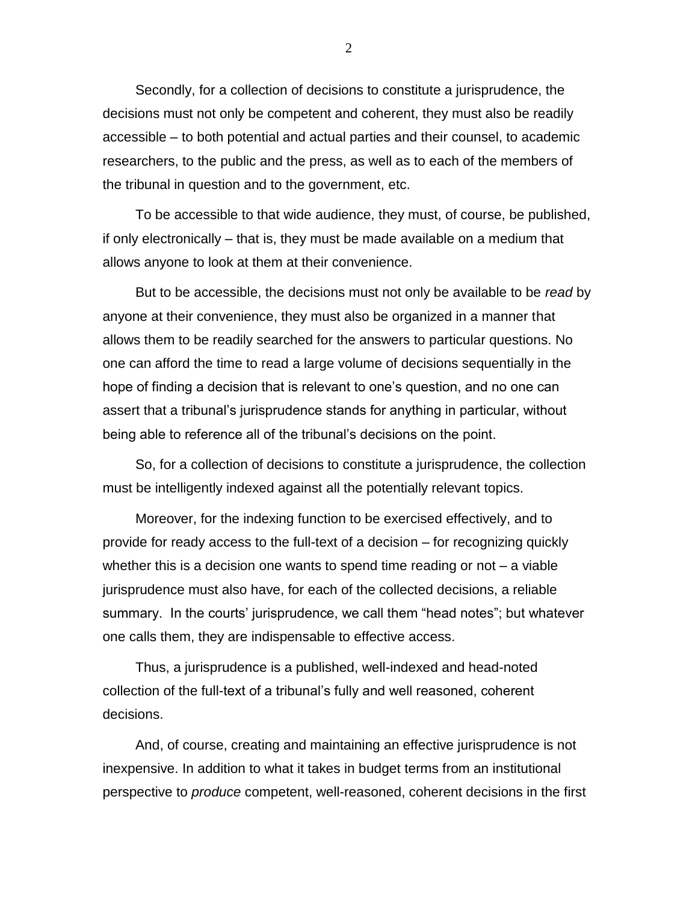Secondly, for a collection of decisions to constitute a jurisprudence, the decisions must not only be competent and coherent, they must also be readily accessible – to both potential and actual parties and their counsel, to academic researchers, to the public and the press, as well as to each of the members of the tribunal in question and to the government, etc.

To be accessible to that wide audience, they must, of course, be published, if only electronically – that is, they must be made available on a medium that allows anyone to look at them at their convenience.

But to be accessible, the decisions must not only be available to be *read* by anyone at their convenience, they must also be organized in a manner that allows them to be readily searched for the answers to particular questions. No one can afford the time to read a large volume of decisions sequentially in the hope of finding a decision that is relevant to one's question, and no one can assert that a tribunal's jurisprudence stands for anything in particular, without being able to reference all of the tribunal's decisions on the point.

So, for a collection of decisions to constitute a jurisprudence, the collection must be intelligently indexed against all the potentially relevant topics.

Moreover, for the indexing function to be exercised effectively, and to provide for ready access to the full-text of a decision – for recognizing quickly whether this is a decision one wants to spend time reading or not – a viable jurisprudence must also have, for each of the collected decisions, a reliable summary. In the courts' jurisprudence, we call them "head notes"; but whatever one calls them, they are indispensable to effective access.

Thus, a jurisprudence is a published, well-indexed and head-noted collection of the full-text of a tribunal's fully and well reasoned, coherent decisions.

And, of course, creating and maintaining an effective jurisprudence is not inexpensive. In addition to what it takes in budget terms from an institutional perspective to *produce* competent, well-reasoned, coherent decisions in the first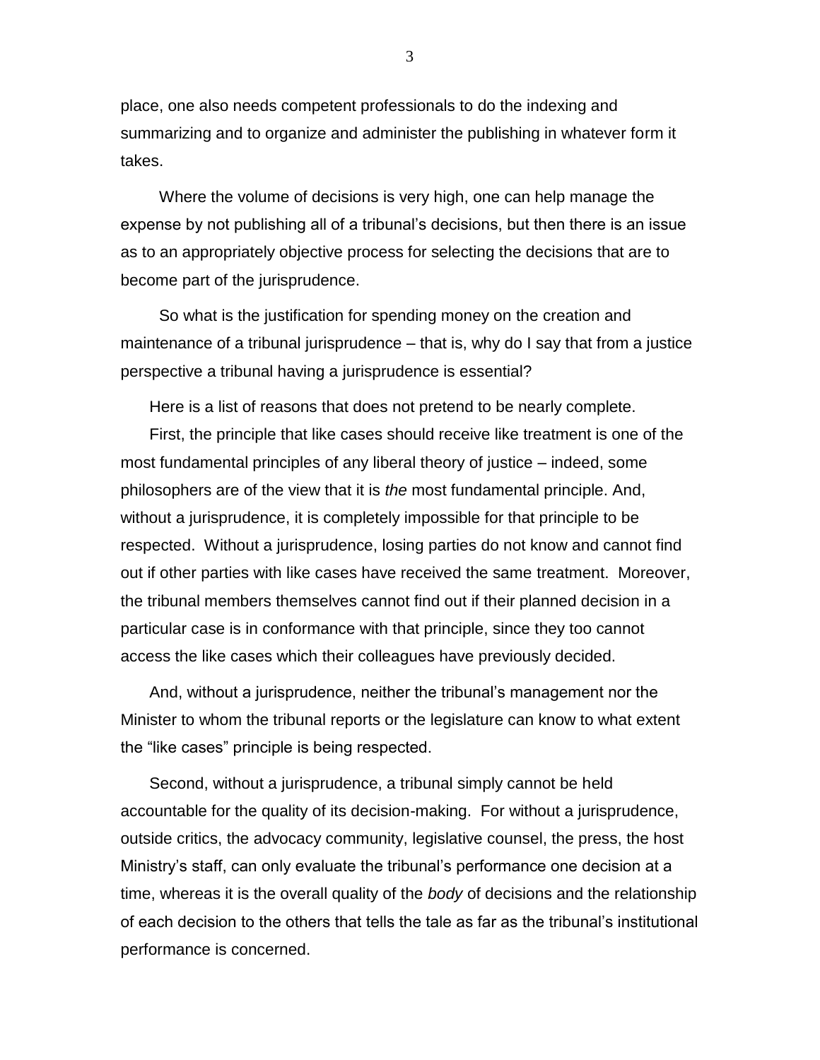place, one also needs competent professionals to do the indexing and summarizing and to organize and administer the publishing in whatever form it takes.

Where the volume of decisions is very high, one can help manage the expense by not publishing all of a tribunal's decisions, but then there is an issue as to an appropriately objective process for selecting the decisions that are to become part of the jurisprudence.

So what is the justification for spending money on the creation and maintenance of a tribunal jurisprudence – that is, why do I say that from a justice perspective a tribunal having a jurisprudence is essential?

Here is a list of reasons that does not pretend to be nearly complete.

First, the principle that like cases should receive like treatment is one of the most fundamental principles of any liberal theory of justice – indeed, some philosophers are of the view that it is *the* most fundamental principle. And, without a jurisprudence, it is completely impossible for that principle to be respected. Without a jurisprudence, losing parties do not know and cannot find out if other parties with like cases have received the same treatment. Moreover, the tribunal members themselves cannot find out if their planned decision in a particular case is in conformance with that principle, since they too cannot access the like cases which their colleagues have previously decided.

And, without a jurisprudence, neither the tribunal's management nor the Minister to whom the tribunal reports or the legislature can know to what extent the "like cases" principle is being respected.

Second, without a jurisprudence, a tribunal simply cannot be held accountable for the quality of its decision-making. For without a jurisprudence, outside critics, the advocacy community, legislative counsel, the press, the host Ministry's staff, can only evaluate the tribunal's performance one decision at a time, whereas it is the overall quality of the *body* of decisions and the relationship of each decision to the others that tells the tale as far as the tribunal's institutional performance is concerned.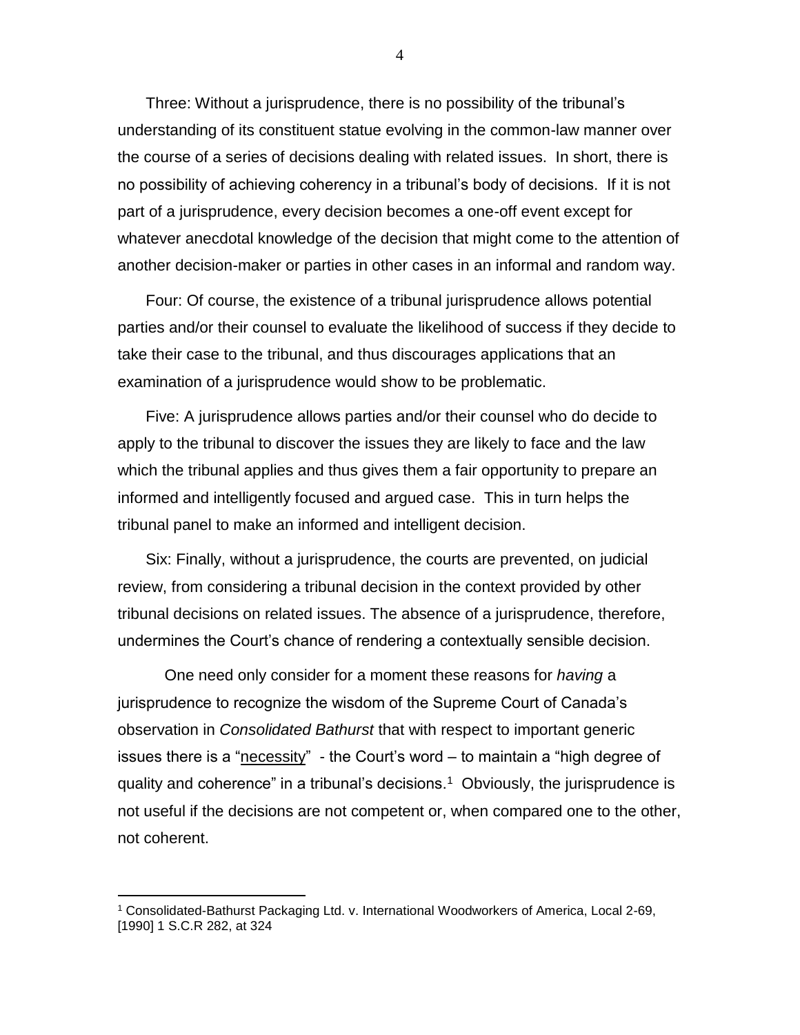Three: Without a jurisprudence, there is no possibility of the tribunal's understanding of its constituent statue evolving in the common-law manner over the course of a series of decisions dealing with related issues. In short, there is no possibility of achieving coherency in a tribunal's body of decisions. If it is not part of a jurisprudence, every decision becomes a one-off event except for whatever anecdotal knowledge of the decision that might come to the attention of another decision-maker or parties in other cases in an informal and random way.

Four: Of course, the existence of a tribunal jurisprudence allows potential parties and/or their counsel to evaluate the likelihood of success if they decide to take their case to the tribunal, and thus discourages applications that an examination of a jurisprudence would show to be problematic.

Five: A jurisprudence allows parties and/or their counsel who do decide to apply to the tribunal to discover the issues they are likely to face and the law which the tribunal applies and thus gives them a fair opportunity to prepare an informed and intelligently focused and argued case. This in turn helps the tribunal panel to make an informed and intelligent decision.

Six: Finally, without a jurisprudence, the courts are prevented, on judicial review, from considering a tribunal decision in the context provided by other tribunal decisions on related issues. The absence of a jurisprudence, therefore, undermines the Court's chance of rendering a contextually sensible decision.

One need only consider for a moment these reasons for *having* a jurisprudence to recognize the wisdom of the Supreme Court of Canada's observation in *Consolidated Bathurst* that with respect to important generic issues there is a "<u>necessity</u>" - the Court's word – to maintain a "high degree of quality and coherence" in a tribunal's decisions.[1] Obviously, the jurisprudence is not useful if the decisions are not competent or, when compared one to the other, not coherent.

[1] Consolidated-Bathurst Packaging Ltd. v. International Woodworkers of America, Local 2-69, [1990] 1 S.C.R 282, at 324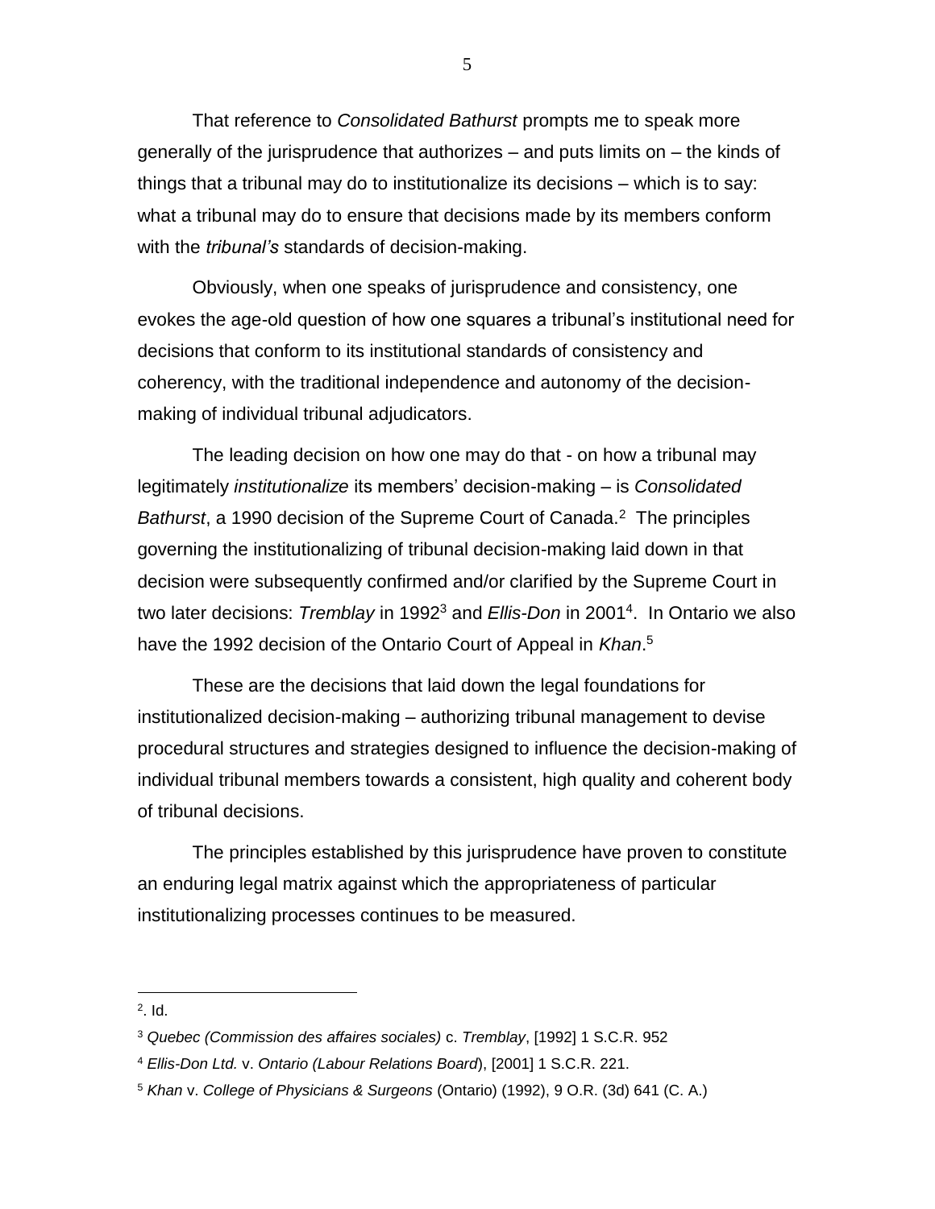That reference to *Consolidated Bathurst* prompts me to speak more generally of the jurisprudence that authorizes – and puts limits on – the kinds of things that a tribunal may do to institutionalize its decisions – which is to say: what a tribunal may do to ensure that decisions made by its members conform with the *tribunal's* standards of decision-making.

Obviously, when one speaks of jurisprudence and consistency, one evokes the age-old question of how one squares a tribunal's institutional need for decisions that conform to its institutional standards of consistency and coherency, with the traditional independence and autonomy of the decision-making of individual tribunal adjudicators.

The leading decision on how one may do that - on how a tribunal may legitimately *institutionalize* its members' decision-making – is *Consolidated Bathurst*, a 1990 decision of the Supreme Court of Canada.[2] The principles governing the institutionalizing of tribunal decision-making laid down in that decision were subsequently confirmed and/or clarified by the Supreme Court in two later decisions: *Tremblay* in 1992[3] and *Ellis-Don* in 2001[4]. In Ontario we also have the 1992 decision of the Ontario Court of Appeal in *Khan*.[5]

These are the decisions that laid down the legal foundations for institutionalized decision-making – authorizing tribunal management to devise procedural structures and strategies designed to influence the decision-making of individual tribunal members towards a consistent, high quality and coherent body of tribunal decisions.

The principles established by this jurisprudence have proven to constitute an enduring legal matrix against which the appropriateness of particular institutionalizing processes continues to be measured.

---

[2]. Id.

[3] *Quebec (Commission des affaires sociales)* c. *Tremblay*, [1992] 1 S.C.R. 952

[4] *Ellis-Don Ltd.* v. *Ontario (Labour Relations Board*), [2001] 1 S.C.R. 221.

[5] *Khan* v. *College of Physicians & Surgeons* (Ontario) (1992), 9 O.R. (3d) 641 (C. A.)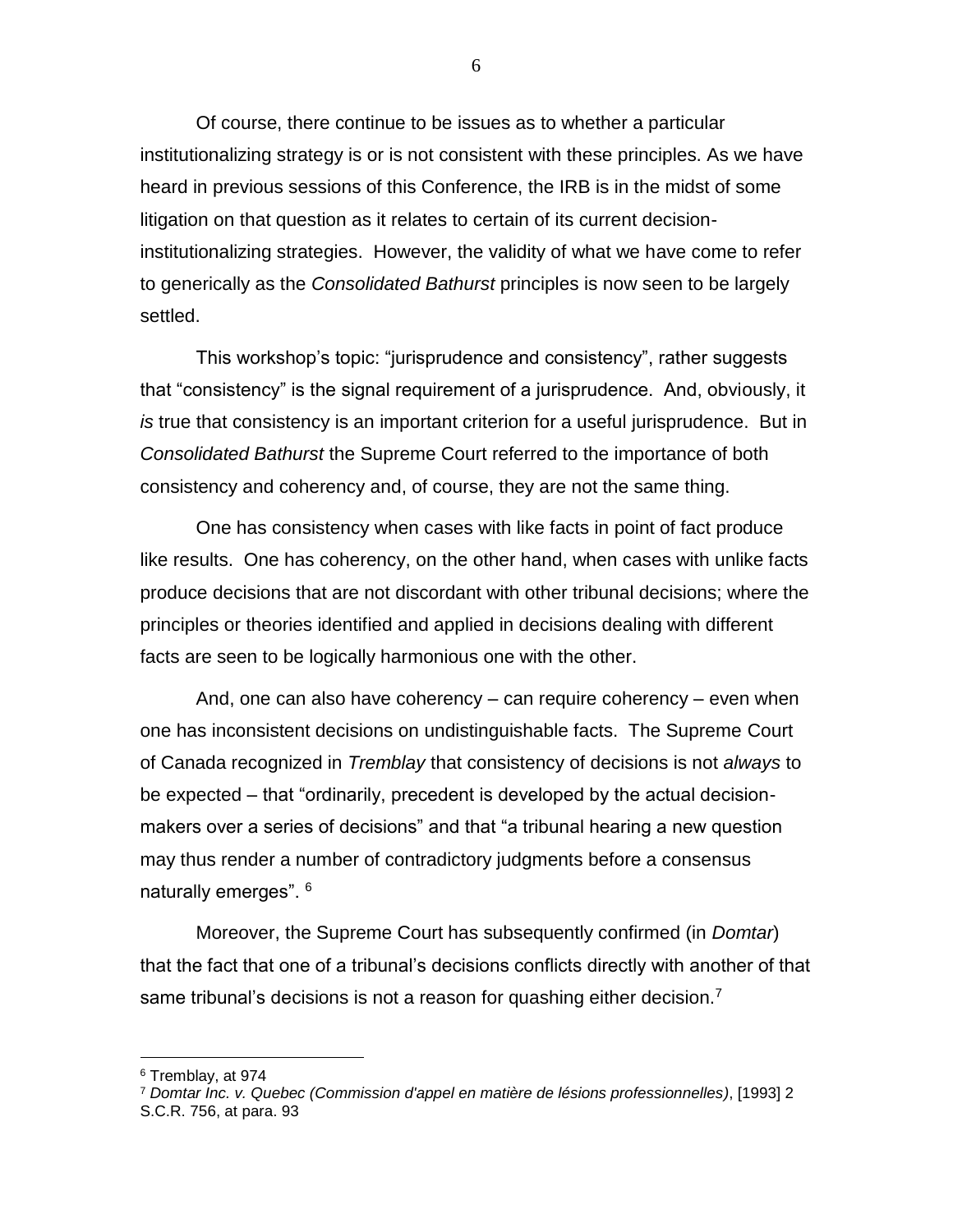Of course, there continue to be issues as to whether a particular institutionalizing strategy is or is not consistent with these principles. As we have heard in previous sessions of this Conference, the IRB is in the midst of some litigation on that question as it relates to certain of its current decision-institutionalizing strategies. However, the validity of what we have come to refer to generically as the *Consolidated Bathurst* principles is now seen to be largely settled.

This workshop's topic: "jurisprudence and consistency", rather suggests that "consistency" is the signal requirement of a jurisprudence. And, obviously, it *is* true that consistency is an important criterion for a useful jurisprudence. But in *Consolidated Bathurst* the Supreme Court referred to the importance of both consistency and coherency and, of course, they are not the same thing.

One has consistency when cases with like facts in point of fact produce like results. One has coherency, on the other hand, when cases with unlike facts produce decisions that are not discordant with other tribunal decisions; where the principles or theories identified and applied in decisions dealing with different facts are seen to be logically harmonious one with the other.

And, one can also have coherency – can require coherency – even when one has inconsistent decisions on undistinguishable facts. The Supreme Court of Canada recognized in *Tremblay* that consistency of decisions is not *always* to be expected – that "ordinarily, precedent is developed by the actual decision-makers over a series of decisions" and that "a tribunal hearing a new question may thus render a number of contradictory judgments before a consensus naturally emerges". [6]

Moreover, the Supreme Court has subsequently confirmed (in *Domtar*) that the fact that one of a tribunal's decisions conflicts directly with another of that same tribunal's decisions is not a reason for quashing either decision.[7]

---

[6] Tremblay, at 974

[7] *Domtar Inc. v. Quebec (Commission d'appel en matière de lésions professionnelles)*, [1993] 2 S.C.R. 756, at para. 93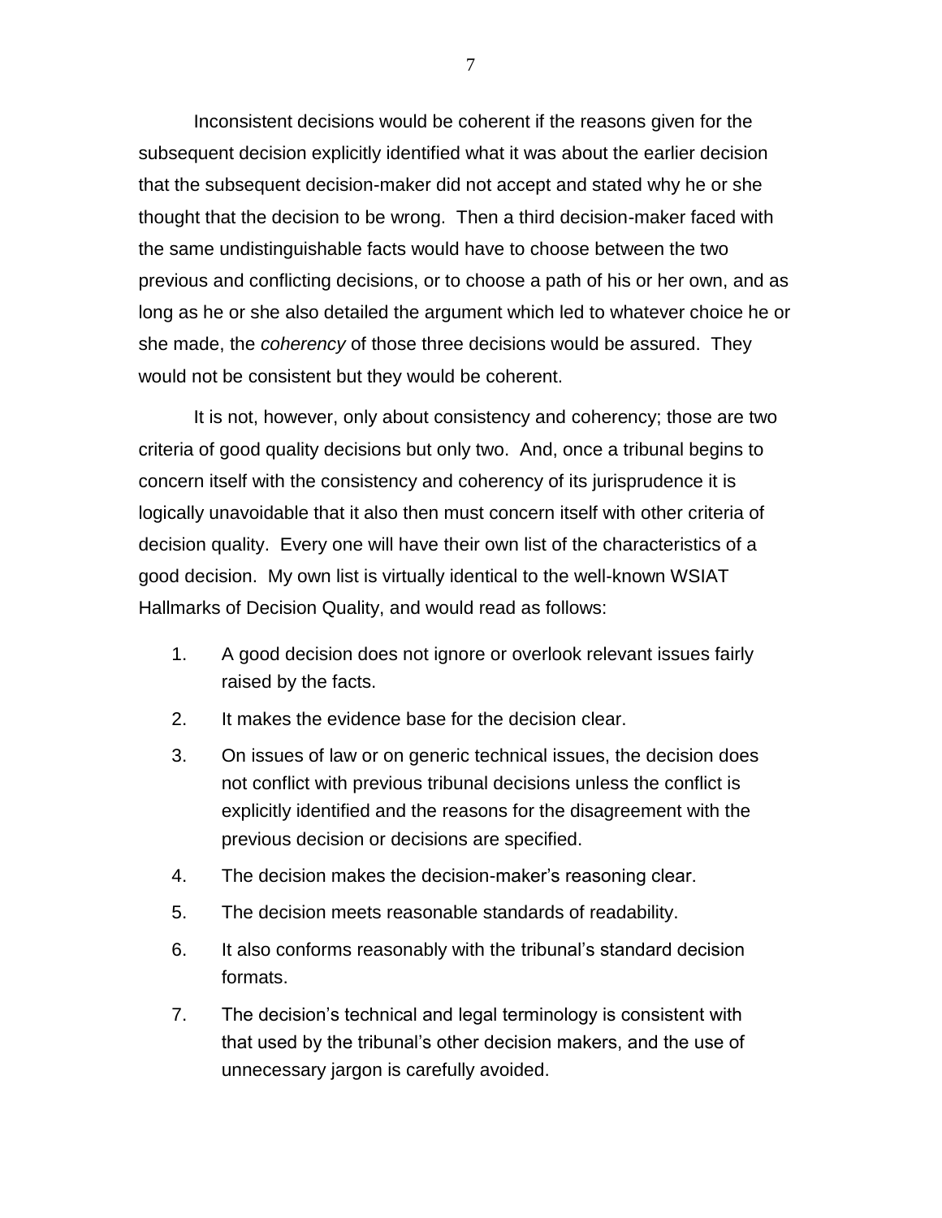Inconsistent decisions would be coherent if the reasons given for the subsequent decision explicitly identified what it was about the earlier decision that the subsequent decision-maker did not accept and stated why he or she thought that the decision to be wrong. Then a third decision-maker faced with the same undistinguishable facts would have to choose between the two previous and conflicting decisions, or to choose a path of his or her own, and as long as he or she also detailed the argument which led to whatever choice he or she made, the *coherency* of those three decisions would be assured. They would not be consistent but they would be coherent.

It is not, however, only about consistency and coherency; those are two criteria of good quality decisions but only two. And, once a tribunal begins to concern itself with the consistency and coherency of its jurisprudence it is logically unavoidable that it also then must concern itself with other criteria of decision quality. Every one will have their own list of the characteristics of a good decision. My own list is virtually identical to the well-known WSIAT Hallmarks of Decision Quality, and would read as follows:

1. A good decision does not ignore or overlook relevant issues fairly raised by the facts.
2. It makes the evidence base for the decision clear.
3. On issues of law or on generic technical issues, the decision does not conflict with previous tribunal decisions unless the conflict is explicitly identified and the reasons for the disagreement with the previous decision or decisions are specified.
4. The decision makes the decision-maker's reasoning clear.
5. The decision meets reasonable standards of readability.
6. It also conforms reasonably with the tribunal's standard decision formats.
7. The decision's technical and legal terminology is consistent with that used by the tribunal's other decision makers, and the use of unnecessary jargon is carefully avoided.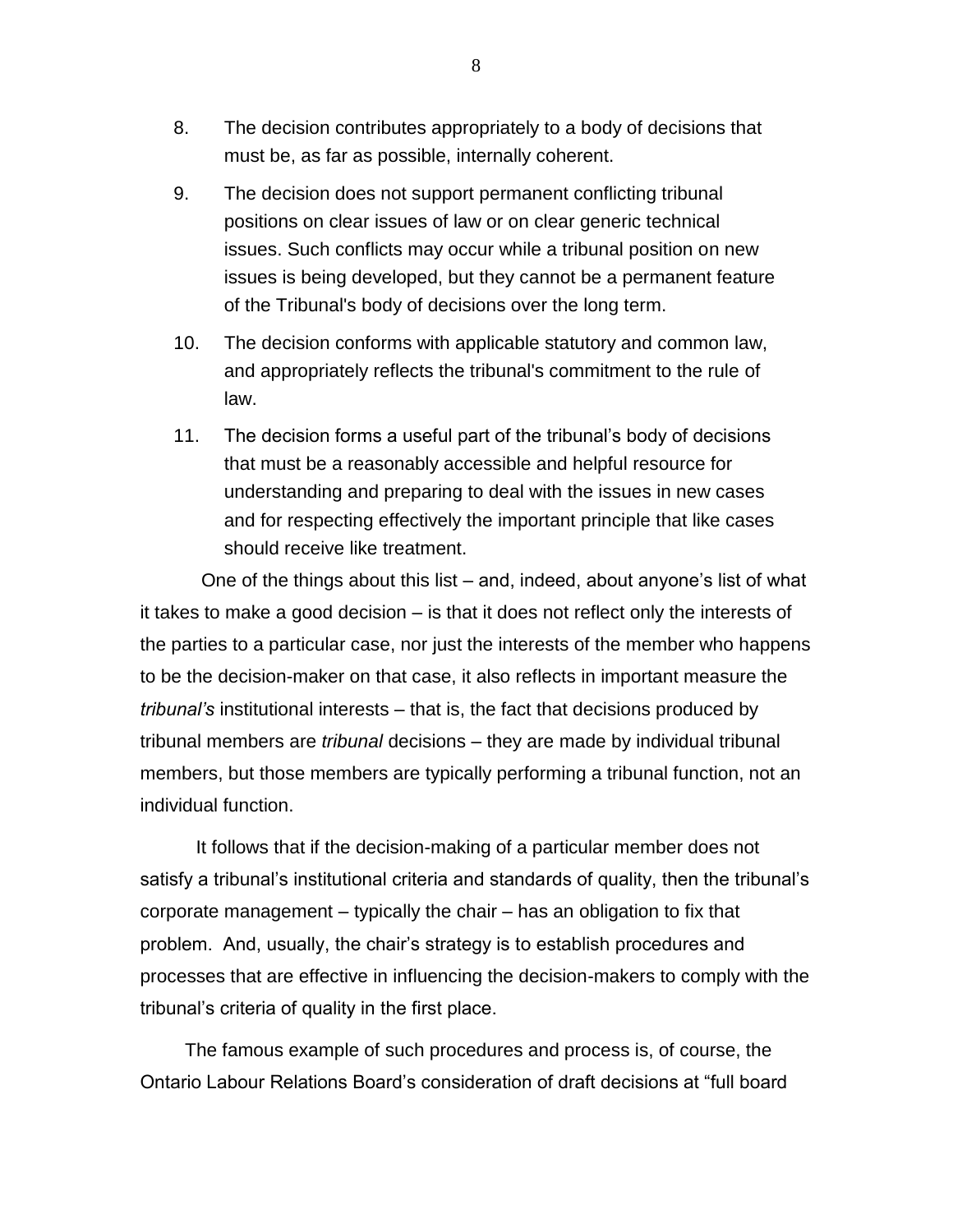8. The decision contributes appropriately to a body of decisions that must be, as far as possible, internally coherent.

9. The decision does not support permanent conflicting tribunal positions on clear issues of law or on clear generic technical issues. Such conflicts may occur while a tribunal position on new issues is being developed, but they cannot be a permanent feature of the Tribunal's body of decisions over the long term.

10. The decision conforms with applicable statutory and common law, and appropriately reflects the tribunal's commitment to the rule of law.

11. The decision forms a useful part of the tribunal's body of decisions that must be a reasonably accessible and helpful resource for understanding and preparing to deal with the issues in new cases and for respecting effectively the important principle that like cases should receive like treatment.

One of the things about this list – and, indeed, about anyone's list of what it takes to make a good decision – is that it does not reflect only the interests of the parties to a particular case, nor just the interests of the member who happens to be the decision-maker on that case, it also reflects in important measure the *tribunal's* institutional interests – that is, the fact that decisions produced by tribunal members are *tribunal* decisions – they are made by individual tribunal members, but those members are typically performing a tribunal function, not an individual function.

It follows that if the decision-making of a particular member does not satisfy a tribunal's institutional criteria and standards of quality, then the tribunal's corporate management – typically the chair – has an obligation to fix that problem. And, usually, the chair's strategy is to establish procedures and processes that are effective in influencing the decision-makers to comply with the tribunal's criteria of quality in the first place.

The famous example of such procedures and process is, of course, the Ontario Labour Relations Board's consideration of draft decisions at "full board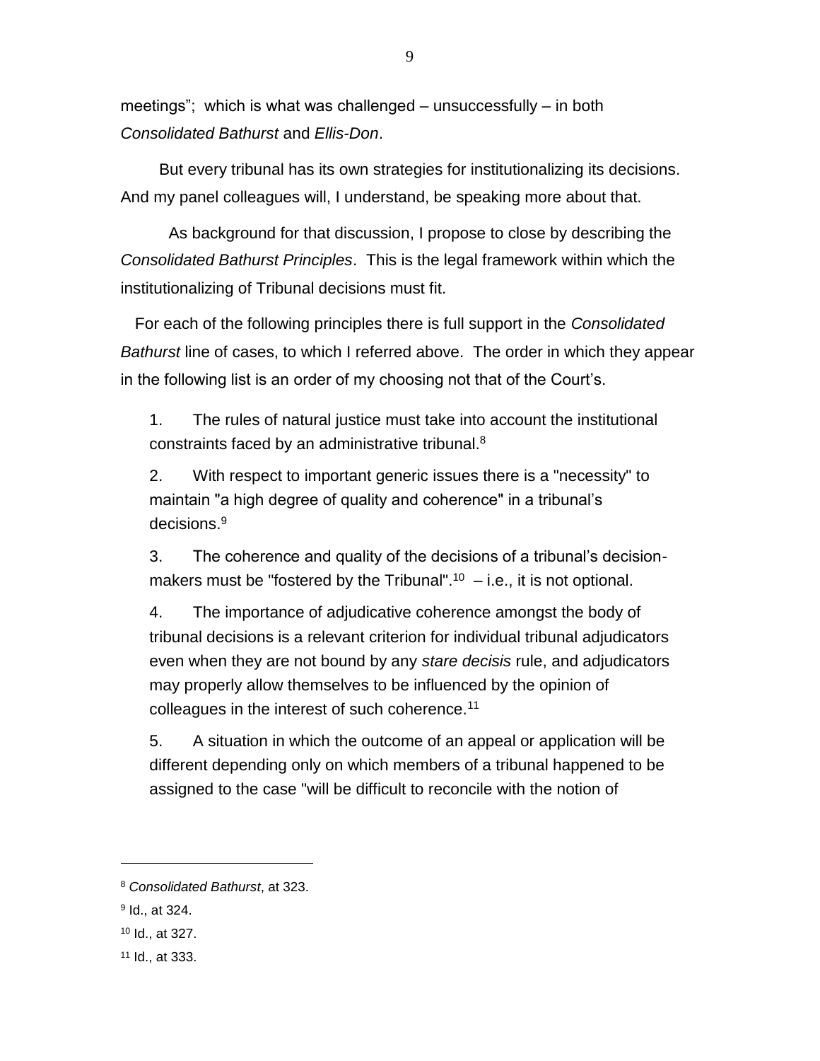meetings"; which is what was challenged – unsuccessfully – in both *Consolidated Bathurst* and *Ellis-Don*.

But every tribunal has its own strategies for institutionalizing its decisions. And my panel colleagues will, I understand, be speaking more about that.

As background for that discussion, I propose to close by describing the *Consolidated Bathurst Principles*. This is the legal framework within which the institutionalizing of Tribunal decisions must fit.

For each of the following principles there is full support in the *Consolidated Bathurst* line of cases, to which I referred above. The order in which they appear in the following list is an order of my choosing not that of the Court's.

1. The rules of natural justice must take into account the institutional constraints faced by an administrative tribunal.[8]

2. With respect to important generic issues there is a "necessity" to maintain "a high degree of quality and coherence" in a tribunal's decisions.[9]

3. The coherence and quality of the decisions of a tribunal's decision-makers must be "fostered by the Tribunal".[10] – i.e., it is not optional.

4. The importance of adjudicative coherence amongst the body of tribunal decisions is a relevant criterion for individual tribunal adjudicators even when they are not bound by any *stare decisis* rule, and adjudicators may properly allow themselves to be influenced by the opinion of colleagues in the interest of such coherence.[11]

5. A situation in which the outcome of an appeal or application will be different depending only on which members of a tribunal happened to be assigned to the case "will be difficult to reconcile with the notion of

---

[8] *Consolidated Bathurst*, at 323.

[9] Id., at 324.

[10] Id., at 327.

[11] Id., at 333.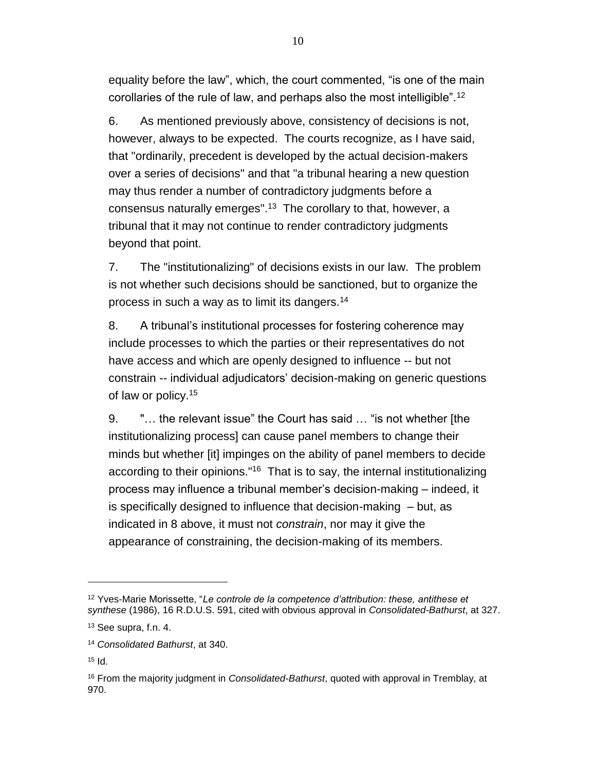equality before the law", which, the court commented, "is one of the main corollaries of the rule of law, and perhaps also the most intelligible".[12]

6. As mentioned previously above, consistency of decisions is not, however, always to be expected. The courts recognize, as I have said, that "ordinarily, precedent is developed by the actual decision-makers over a series of decisions" and that "a tribunal hearing a new question may thus render a number of contradictory judgments before a consensus naturally emerges".[13] The corollary to that, however, a tribunal that it may not continue to render contradictory judgments beyond that point.

7. The "institutionalizing" of decisions exists in our law. The problem is not whether such decisions should be sanctioned, but to organize the process in such a way as to limit its dangers.[14]

8. A tribunal's institutional processes for fostering coherence may include processes to which the parties or their representatives do not have access and which are openly designed to influence -- but not constrain -- individual adjudicators' decision-making on generic questions of law or policy.[15]

9. "… the relevant issue" the Court has said … "is not whether [the institutionalizing process] can cause panel members to change their minds but whether [it] impinges on the ability of panel members to decide according to their opinions."[16] That is to say, the internal institutionalizing process may influence a tribunal member's decision-making – indeed, it is specifically designed to influence that decision-making – but, as indicated in 8 above, it must not *constrain*, nor may it give the appearance of constraining, the decision-making of its members.

---

[12] Yves-Marie Morissette, "*Le controle de la competence d'attribution: these, antithese et synthese* (1986), 16 R.D.U.S. 591, cited with obvious approval in *Consolidated-Bathurst*, at 327.

[13] See supra, f.n. 4.

[14] *Consolidated Bathurst*, at 340.

[15] Id.

[16] From the majority judgment in *Consolidated-Bathurst*, quoted with approval in Tremblay, at 970.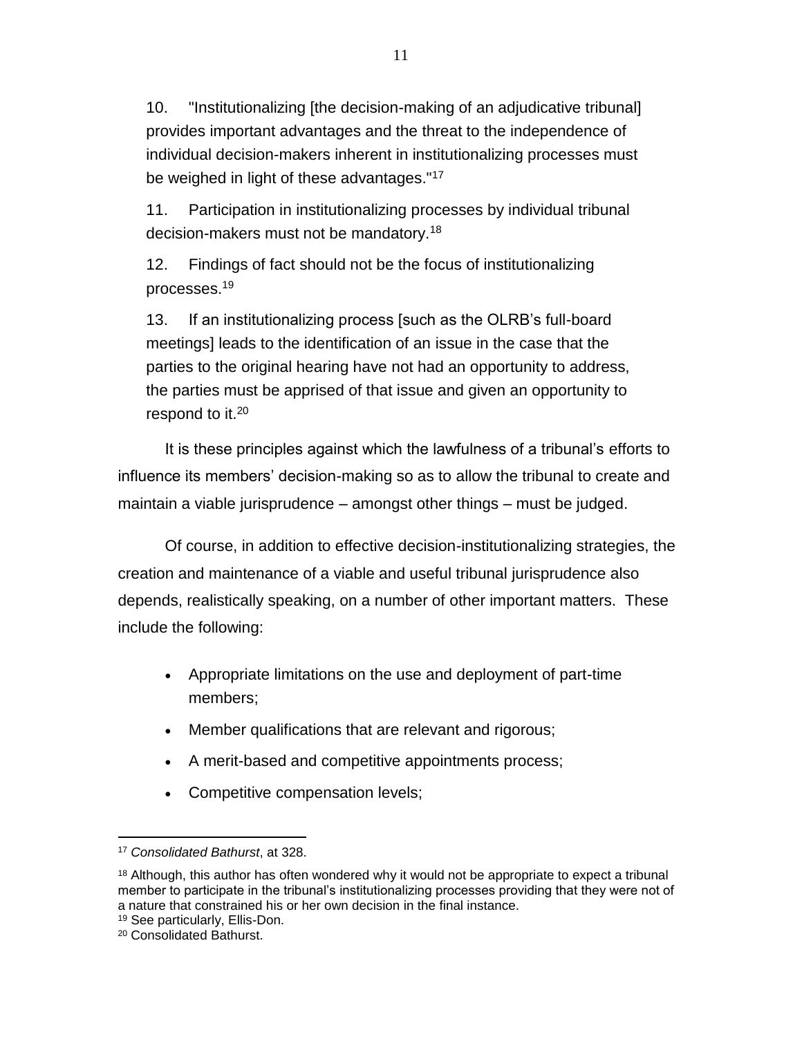10. "Institutionalizing [the decision-making of an adjudicative tribunal] provides important advantages and the threat to the independence of individual decision-makers inherent in institutionalizing processes must be weighed in light of these advantages."[17]

11. Participation in institutionalizing processes by individual tribunal decision-makers must not be mandatory.[18]

12. Findings of fact should not be the focus of institutionalizing processes.[19]

13. If an institutionalizing process [such as the OLRB's full-board meetings] leads to the identification of an issue in the case that the parties to the original hearing have not had an opportunity to address, the parties must be apprised of that issue and given an opportunity to respond to it.[20]

It is these principles against which the lawfulness of a tribunal's efforts to influence its members' decision-making so as to allow the tribunal to create and maintain a viable jurisprudence – amongst other things – must be judged.

Of course, in addition to effective decision-institutionalizing strategies, the creation and maintenance of a viable and useful tribunal jurisprudence also depends, realistically speaking, on a number of other important matters. These include the following:

- Appropriate limitations on the use and deployment of part-time members;
- Member qualifications that are relevant and rigorous;
- A merit-based and competitive appointments process;
- Competitive compensation levels;

---

[17] *Consolidated Bathurst*, at 328.

[18] Although, this author has often wondered why it would not be appropriate to expect a tribunal member to participate in the tribunal's institutionalizing processes providing that they were not of a nature that constrained his or her own decision in the final instance.

[19] See particularly, Ellis-Don.

[20] Consolidated Bathurst.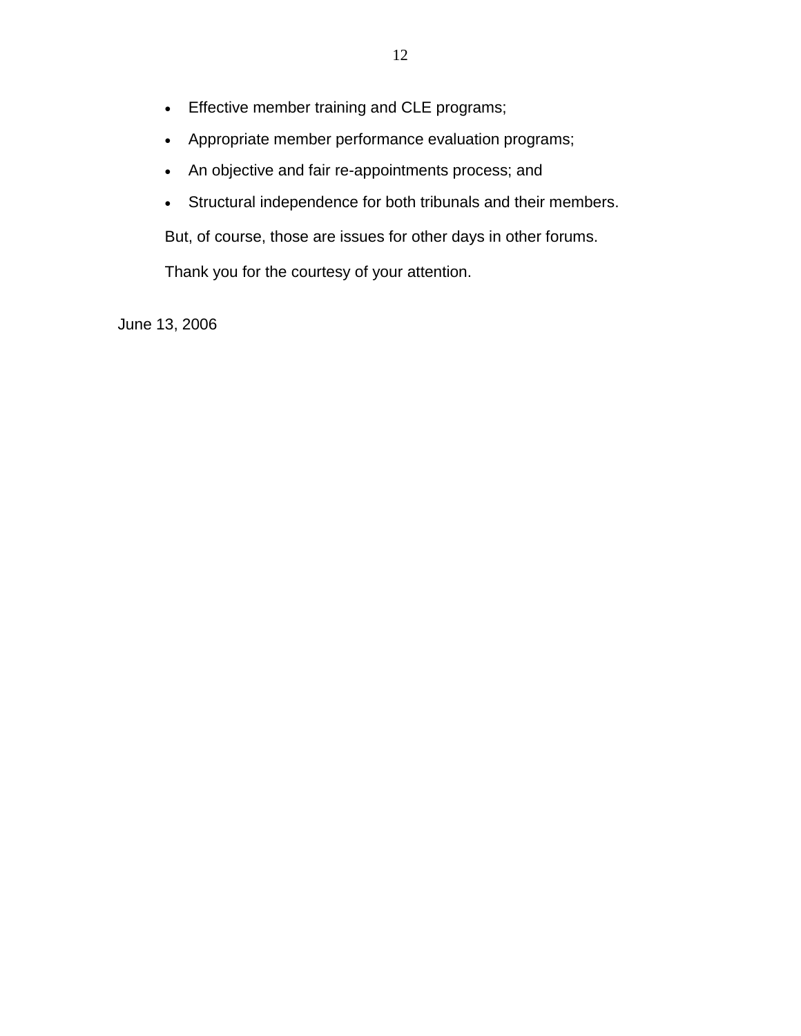- Effective member training and CLE programs;
- Appropriate member performance evaluation programs;
- An objective and fair re-appointments process; and
- Structural independence for both tribunals and their members.

But, of course, those are issues for other days in other forums.

Thank you for the courtesy of your attention.

June 13, 2006